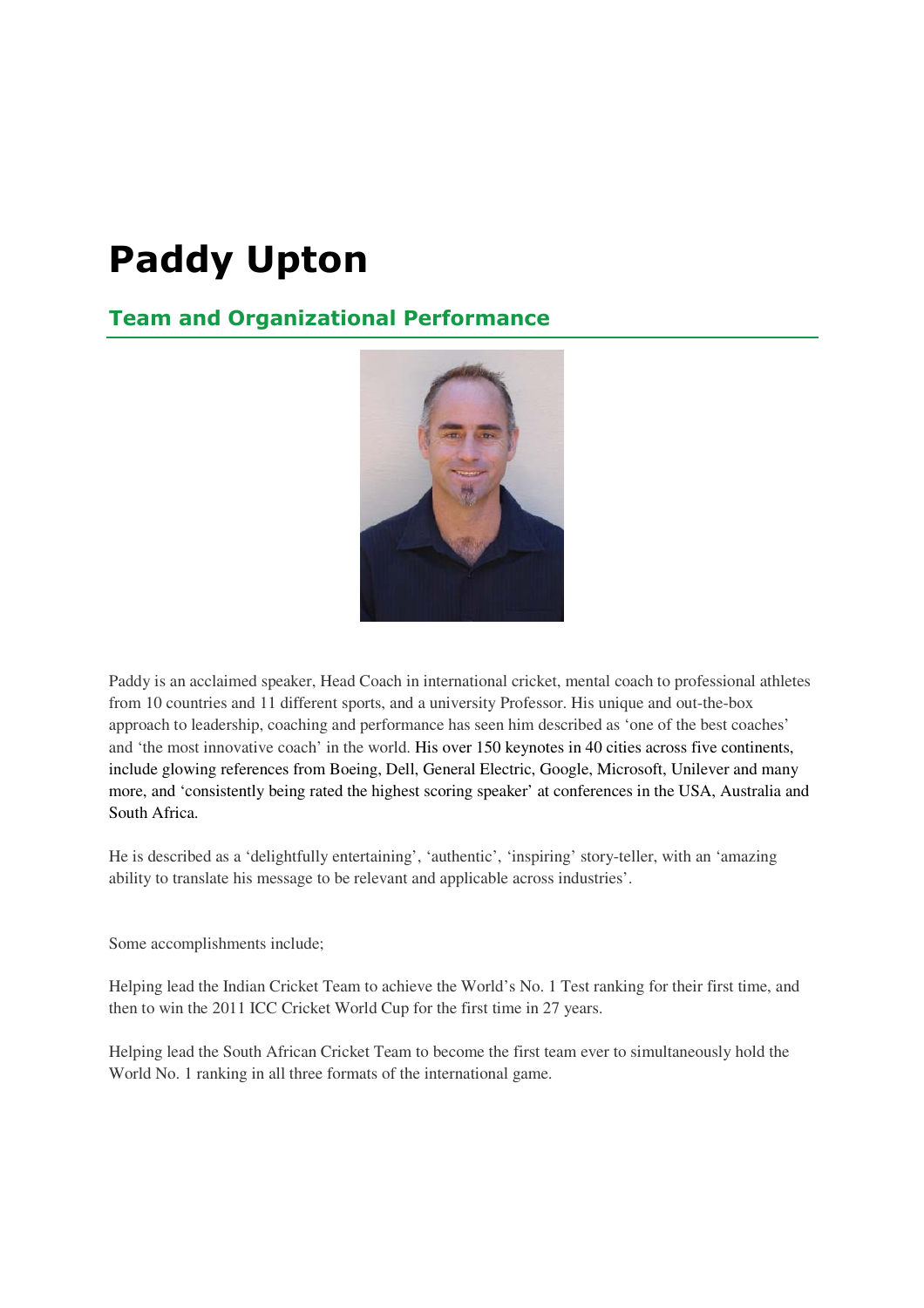# Paddy Upton

## Team and Organizational Performance

Paddy is an acclaimed speaker, Head Coach in international cricket, mental coach to professional athletes from 10 countries and 11 different sports, and a university Professor. His unique and out-the-box approach to leadership, coaching and performance has seen him described as 'one of the best coaches' and 'the most innovative coach' in the world. His over 150 keynotes in 40 cities across five continents, include glowing references from Boeing, Dell, General Electric, Google, Microsoft, Unilever and many more, and 'consistently being rated the highest scoring speaker' at conferences in the USA, Australia and South Africa.

He is described as a 'delightfully entertaining', 'authentic', 'inspiring' story-teller, with an 'amazing ability to translate his message to be relevant and applicable across industries'.

Some accomplishments include;

Helping lead the Indian Cricket Team to achieve the World's No. 1 Test ranking for their first time, and then to win the 2011 ICC Cricket World Cup for the first time in 27 years.

Helping lead the South African Cricket Team to become the first team ever to simultaneously hold the World No. 1 ranking in all three formats of the international game.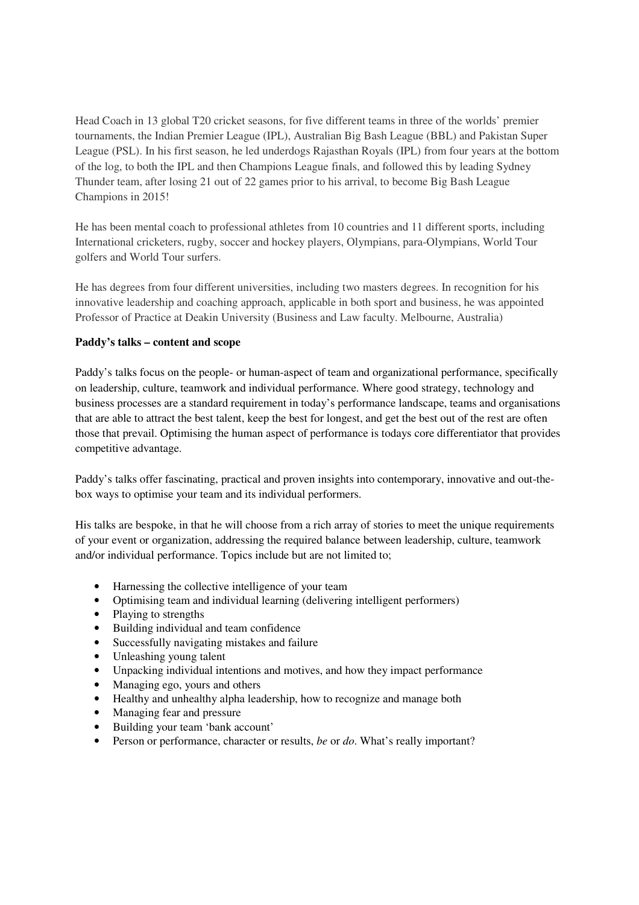Head Coach in 13 global T20 cricket seasons, for five different teams in three of the worlds' premier tournaments, the Indian Premier League (IPL), Australian Big Bash League (BBL) and Pakistan Super League (PSL). In his first season, he led underdogs Rajasthan Royals (IPL) from four years at the bottom of the log, to both the IPL and then Champions League finals, and followed this by leading Sydney Thunder team, after losing 21 out of 22 games prior to his arrival, to become Big Bash League Champions in 2015!

He has been mental coach to professional athletes from 10 countries and 11 different sports, including International cricketers, rugby, soccer and hockey players, Olympians, para-Olympians, World Tour golfers and World Tour surfers.

He has degrees from four different universities, including two masters degrees. In recognition for his innovative leadership and coaching approach, applicable in both sport and business, he was appointed Professor of Practice at Deakin University (Business and Law faculty. Melbourne, Australia)

**Paddy's talks – content and scope**

Paddy's talks focus on the people- or human-aspect of team and organizational performance, specifically on leadership, culture, teamwork and individual performance. Where good strategy, technology and business processes are a standard requirement in today's performance landscape, teams and organisations that are able to attract the best talent, keep the best for longest, and get the best out of the rest are often those that prevail. Optimising the human aspect of performance is todays core differentiator that provides competitive advantage.

Paddy's talks offer fascinating, practical and proven insights into contemporary, innovative and out-the-box ways to optimise your team and its individual performers.

His talks are bespoke, in that he will choose from a rich array of stories to meet the unique requirements of your event or organization, addressing the required balance between leadership, culture, teamwork and/or individual performance. Topics include but are not limited to;

- Harnessing the collective intelligence of your team
- Optimising team and individual learning (delivering intelligent performers)
- Playing to strengths
- Building individual and team confidence
- Successfully navigating mistakes and failure
- Unleashing young talent
- Unpacking individual intentions and motives, and how they impact performance
- Managing ego, yours and others
- Healthy and unhealthy alpha leadership, how to recognize and manage both
- Managing fear and pressure
- Building your team 'bank account'
- Person or performance, character or results, *be* or *do*. What's really important?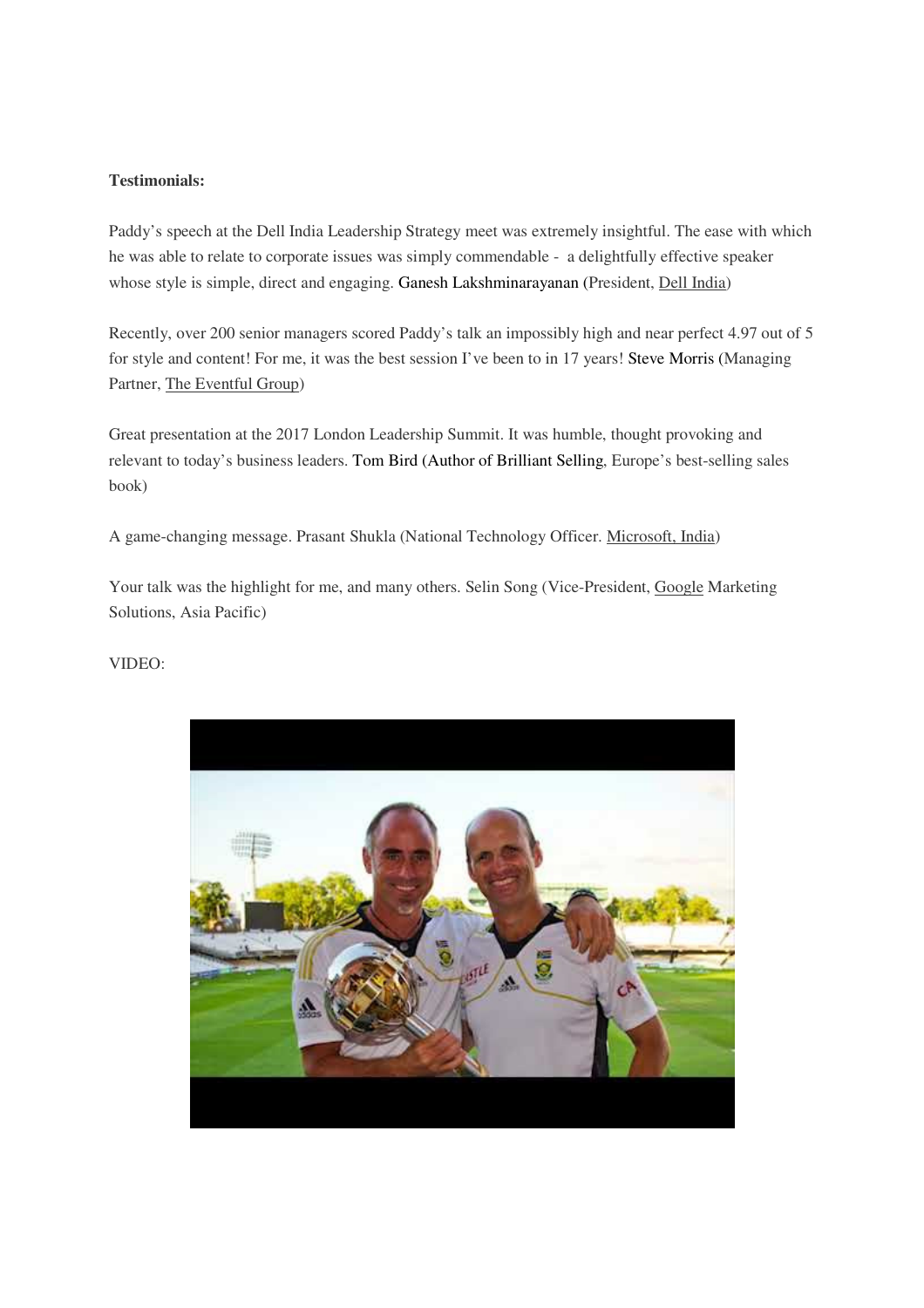**Testimonials:**

Paddy's speech at the Dell India Leadership Strategy meet was extremely insightful. The ease with which he was able to relate to corporate issues was simply commendable - a delightfully effective speaker whose style is simple, direct and engaging. Ganesh Lakshminarayanan (President, Dell India)

Recently, over 200 senior managers scored Paddy's talk an impossibly high and near perfect 4.97 out of 5 for style and content! For me, it was the best session I've been to in 17 years! Steve Morris (Managing Partner, The Eventful Group)

Great presentation at the 2017 London Leadership Summit. It was humble, thought provoking and relevant to today's business leaders. Tom Bird (Author of Brilliant Selling, Europe's best-selling sales book)

A game-changing message. Prasant Shukla (National Technology Officer. Microsoft, India)

Your talk was the highlight for me, and many others. Selin Song (Vice-President, Google Marketing Solutions, Asia Pacific)

VIDEO: